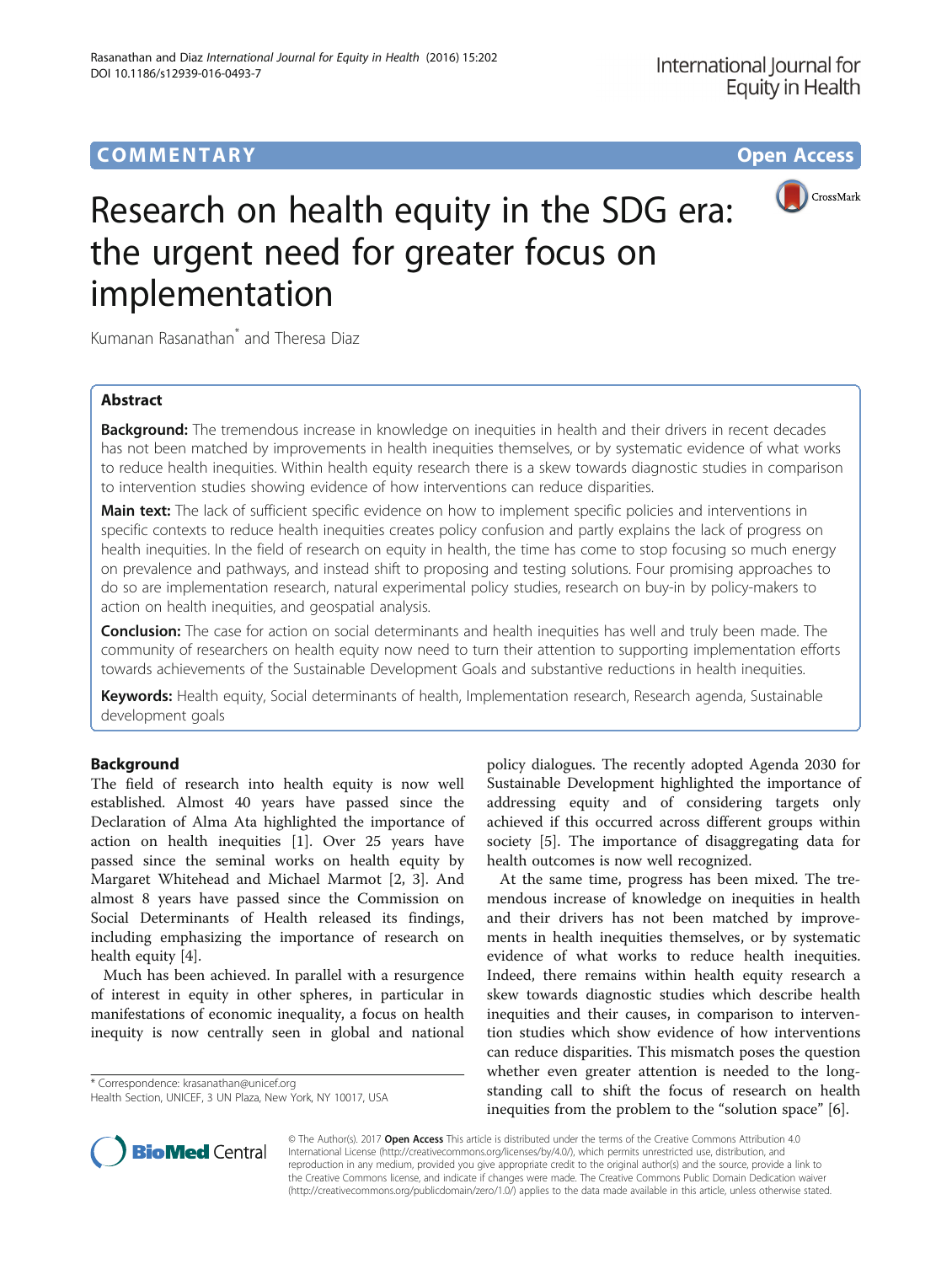COMMENTARY Open Access

# Research on health equity in the SDG era: the urgent need for greater focus on implementation

Kumanan Rasanathan* and Theresa Diaz

## Abstract

**Background:** The tremendous increase in knowledge on inequities in health and their drivers in recent decades has not been matched by improvements in health inequities themselves, or by systematic evidence of what works to reduce health inequities. Within health equity research there is a skew towards diagnostic studies in comparison to intervention studies showing evidence of how interventions can reduce disparities.

**Main text:** The lack of sufficient specific evidence on how to implement specific policies and interventions in specific contexts to reduce health inequities creates policy confusion and partly explains the lack of progress on health inequities. In the field of research on equity in health, the time has come to stop focusing so much energy on prevalence and pathways, and instead shift to proposing and testing solutions. Four promising approaches to do so are implementation research, natural experimental policy studies, research on buy-in by policy-makers to action on health inequities, and geospatial analysis.

**Conclusion:** The case for action on social determinants and health inequities has well and truly been made. The community of researchers on health equity now need to turn their attention to supporting implementation efforts towards achievements of the Sustainable Development Goals and substantive reductions in health inequities.

**Keywords:** Health equity, Social determinants of health, Implementation research, Research agenda, Sustainable development goals

## Background

The field of research into health equity is now well established. Almost 40 years have passed since the Declaration of Alma Ata highlighted the importance of action on health inequities [1]. Over 25 years have passed since the seminal works on health equity by Margaret Whitehead and Michael Marmot [2, 3]. And almost 8 years have passed since the Commission on Social Determinants of Health released its findings, including emphasizing the importance of research on health equity [4].

Much has been achieved. In parallel with a resurgence of interest in equity in other spheres, in particular in manifestations of economic inequality, a focus on health inequity is now centrally seen in global and national policy dialogues. The recently adopted Agenda 2030 for Sustainable Development highlighted the importance of addressing equity and of considering targets only achieved if this occurred across different groups within society [5]. The importance of disaggregating data for health outcomes is now well recognized.

At the same time, progress has been mixed. The tremendous increase of knowledge on inequities in health and their drivers has not been matched by improvements in health inequities themselves, or by systematic evidence of what works to reduce health inequities. Indeed, there remains within health equity research a skew towards diagnostic studies which describe health inequities and their causes, in comparison to intervention studies which show evidence of how interventions can reduce disparities. This mismatch poses the question whether even greater attention is needed to the long-standing call to shift the focus of research on health inequities from the problem to the "solution space" [6].

\* Correspondence: krasanathan@unicef.org
Health Section, UNICEF, 3 UN Plaza, New York, NY 10017, USA

© The Author(s). 2017 **Open Access** This article is distributed under the terms of the Creative Commons Attribution 4.0 International License (http://creativecommons.org/licenses/by/4.0/), which permits unrestricted use, distribution, and reproduction in any medium, provided you give appropriate credit to the original author(s) and the source, provide a link to the Creative Commons license, and indicate if changes were made. The Creative Commons Public Domain Dedication waiver (http://creativecommons.org/publicdomain/zero/1.0/) applies to the data made available in this article, unless otherwise stated.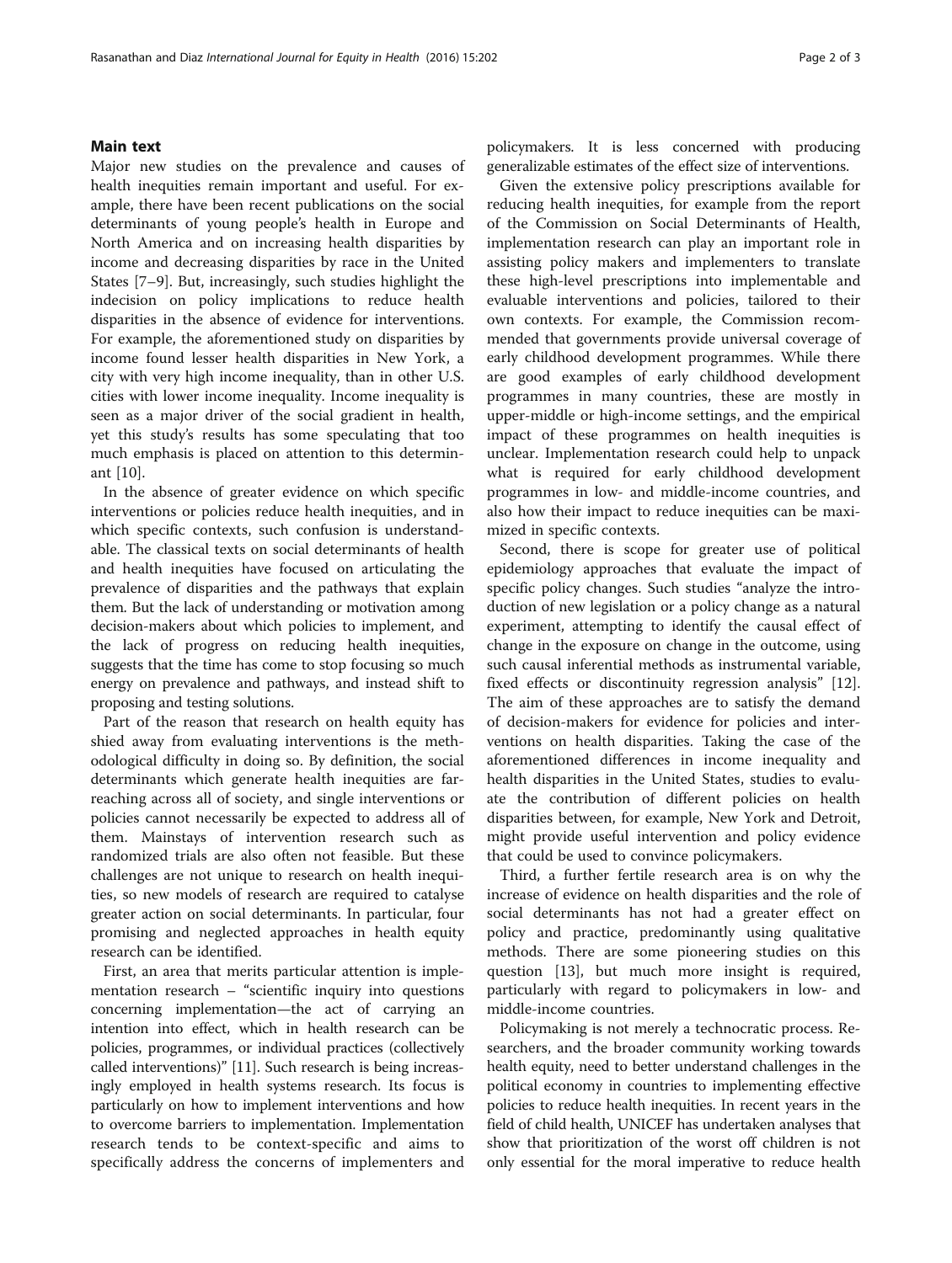## Main text

Major new studies on the prevalence and causes of health inequities remain important and useful. For example, there have been recent publications on the social determinants of young people's health in Europe and North America and on increasing health disparities by income and decreasing disparities by race in the United States [7–9]. But, increasingly, such studies highlight the indecision on policy implications to reduce health disparities in the absence of evidence for interventions. For example, the aforementioned study on disparities by income found lesser health disparities in New York, a city with very high income inequality, than in other U.S. cities with lower income inequality. Income inequality is seen as a major driver of the social gradient in health, yet this study's results has some speculating that too much emphasis is placed on attention to this determinant [10].

In the absence of greater evidence on which specific interventions or policies reduce health inequities, and in which specific contexts, such confusion is understandable. The classical texts on social determinants of health and health inequities have focused on articulating the prevalence of disparities and the pathways that explain them. But the lack of understanding or motivation among decision-makers about which policies to implement, and the lack of progress on reducing health inequities, suggests that the time has come to stop focusing so much energy on prevalence and pathways, and instead shift to proposing and testing solutions.

Part of the reason that research on health equity has shied away from evaluating interventions is the methodological difficulty in doing so. By definition, the social determinants which generate health inequities are far-reaching across all of society, and single interventions or policies cannot necessarily be expected to address all of them. Mainstays of intervention research such as randomized trials are also often not feasible. But these challenges are not unique to research on health inequities, so new models of research are required to catalyse greater action on social determinants. In particular, four promising and neglected approaches in health equity research can be identified.

First, an area that merits particular attention is implementation research – "scientific inquiry into questions concerning implementation—the act of carrying an intention into effect, which in health research can be policies, programmes, or individual practices (collectively called interventions)" [11]. Such research is being increasingly employed in health systems research. Its focus is particularly on how to implement interventions and how to overcome barriers to implementation. Implementation research tends to be context-specific and aims to specifically address the concerns of implementers and policymakers. It is less concerned with producing generalizable estimates of the effect size of interventions.

Given the extensive policy prescriptions available for reducing health inequities, for example from the report of the Commission on Social Determinants of Health, implementation research can play an important role in assisting policy makers and implementers to translate these high-level prescriptions into implementable and evaluable interventions and policies, tailored to their own contexts. For example, the Commission recommended that governments provide universal coverage of early childhood development programmes. While there are good examples of early childhood development programmes in many countries, these are mostly in upper-middle or high-income settings, and the empirical impact of these programmes on health inequities is unclear. Implementation research could help to unpack what is required for early childhood development programmes in low- and middle-income countries, and also how their impact to reduce inequities can be maximized in specific contexts.

Second, there is scope for greater use of political epidemiology approaches that evaluate the impact of specific policy changes. Such studies "analyze the introduction of new legislation or a policy change as a natural experiment, attempting to identify the causal effect of change in the exposure on change in the outcome, using such causal inferential methods as instrumental variable, fixed effects or discontinuity regression analysis" [12]. The aim of these approaches are to satisfy the demand of decision-makers for evidence for policies and interventions on health disparities. Taking the case of the aforementioned differences in income inequality and health disparities in the United States, studies to evaluate the contribution of different policies on health disparities between, for example, New York and Detroit, might provide useful intervention and policy evidence that could be used to convince policymakers.

Third, a further fertile research area is on why the increase of evidence on health disparities and the role of social determinants has not had a greater effect on policy and practice, predominantly using qualitative methods. There are some pioneering studies on this question [13], but much more insight is required, particularly with regard to policymakers in low- and middle-income countries.

Policymaking is not merely a technocratic process. Researchers, and the broader community working towards health equity, need to better understand challenges in the political economy in countries to implementing effective policies to reduce health inequities. In recent years in the field of child health, UNICEF has undertaken analyses that show that prioritization of the worst off children is not only essential for the moral imperative to reduce health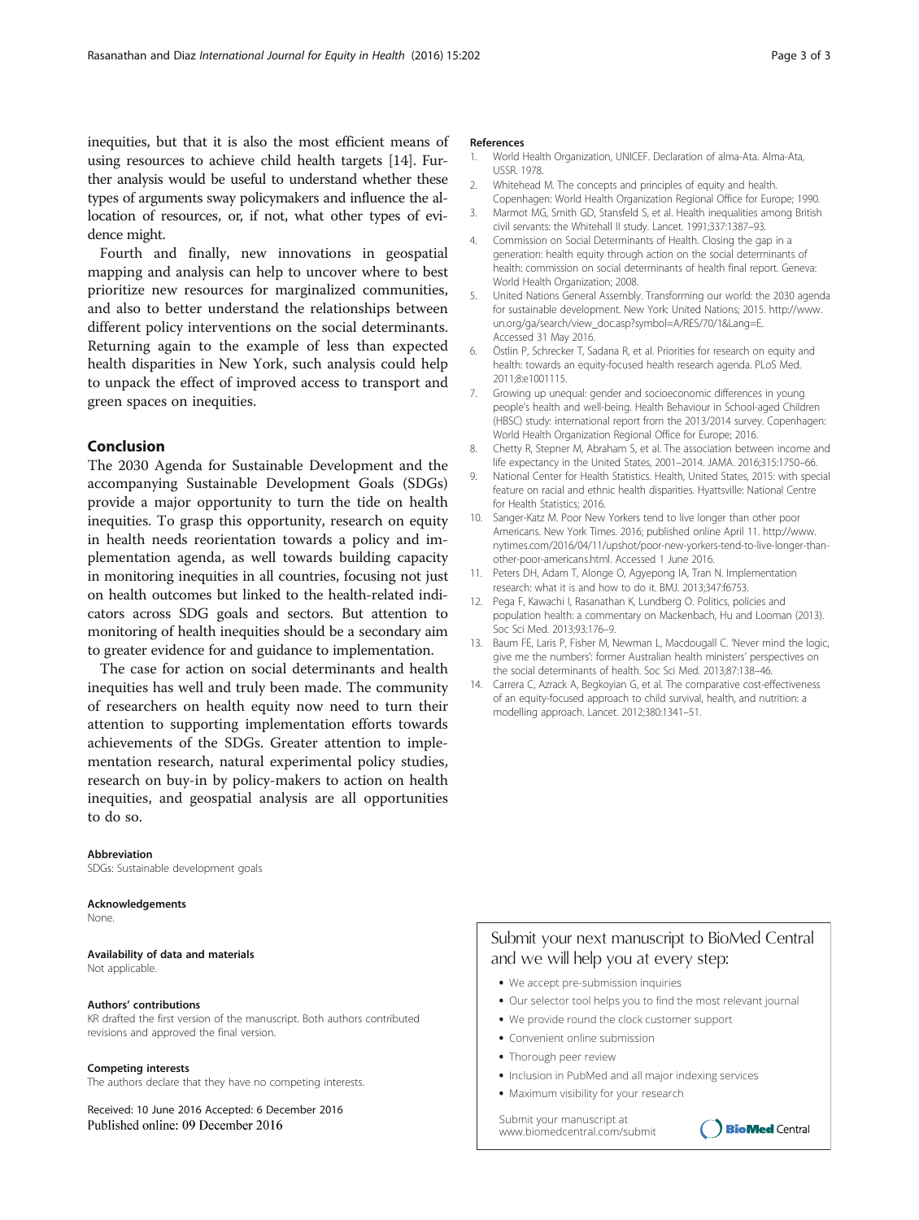inequities, but that it is also the most efficient means of using resources to achieve child health targets [14]. Further analysis would be useful to understand whether these types of arguments sway policymakers and influence the allocation of resources, or, if not, what other types of evidence might.

Fourth and finally, new innovations in geospatial mapping and analysis can help to uncover where to best prioritize new resources for marginalized communities, and also to better understand the relationships between different policy interventions on the social determinants. Returning again to the example of less than expected health disparities in New York, such analysis could help to unpack the effect of improved access to transport and green spaces on inequities.

## Conclusion

The 2030 Agenda for Sustainable Development and the accompanying Sustainable Development Goals (SDGs) provide a major opportunity to turn the tide on health inequities. To grasp this opportunity, research on equity in health needs reorientation towards a policy and implementation agenda, as well towards building capacity in monitoring inequities in all countries, focusing not just on health outcomes but linked to the health-related indicators across SDG goals and sectors. But attention to monitoring of health inequities should be a secondary aim to greater evidence for and guidance to implementation.

The case for action on social determinants and health inequities has well and truly been made. The community of researchers on health equity now need to turn their attention to supporting implementation efforts towards achievements of the SDGs. Greater attention to implementation research, natural experimental policy studies, research on buy-in by policy-makers to action on health inequities, and geospatial analysis are all opportunities to do so.

#### Abbreviation

SDGs: Sustainable development goals

#### Acknowledgements

None.

#### Availability of data and materials

Not applicable.

#### Authors' contributions

KR drafted the first version of the manuscript. Both authors contributed revisions and approved the final version.

#### Competing interests

The authors declare that they have no competing interests.

Received: 10 June 2016 Accepted: 6 December 2016
Published online: 09 December 2016

#### References

1. World Health Organization, UNICEF. Declaration of alma-Ata. Alma-Ata, USSR. 1978.
2. Whitehead M. The concepts and principles of equity and health. Copenhagen: World Health Organization Regional Office for Europe; 1990.
3. Marmot MG, Smith GD, Stansfeld S, et al. Health inequalities among British civil servants: the Whitehall II study. Lancet. 1991;337:1387–93.
4. Commission on Social Determinants of Health. Closing the gap in a generation: health equity through action on the social determinants of health: commission on social determinants of health final report. Geneva: World Health Organization; 2008.
5. United Nations General Assembly. Transforming our world: the 2030 agenda for sustainable development. New York: United Nations; 2015. http://www.un.org/ga/search/view_doc.asp?symbol=A/RES/70/1&Lang=E. Accessed 31 May 2016.
6. Östlin P, Schrecker T, Sadana R, et al. Priorities for research on equity and health: towards an equity-focused health research agenda. PLoS Med. 2011;8:e1001115.
7. Growing up unequal: gender and socioeconomic differences in young people's health and well-being. Health Behaviour in School-aged Children (HBSC) study: international report from the 2013/2014 survey. Copenhagen: World Health Organization Regional Office for Europe; 2016.
8. Chetty R, Stepner M, Abraham S, et al. The association between income and life expectancy in the United States, 2001–2014. JAMA. 2016;315:1750–66.
9. National Center for Health Statistics. Health, United States, 2015: with special feature on racial and ethnic health disparities. Hyattsville: National Centre for Health Statistics; 2016.
10. Sanger-Katz M. Poor New Yorkers tend to live longer than other poor Americans. New York Times. 2016; published online April 11. http://www.nytimes.com/2016/04/11/upshot/poor-new-yorkers-tend-to-live-longer-than-other-poor-americans.html. Accessed 1 June 2016.
11. Peters DH, Adam T, Alonge O, Agyepong IA, Tran N. Implementation research: what it is and how to do it. BMJ. 2013;347:f6753.
12. Pega F, Kawachi I, Rasanathan K, Lundberg O. Politics, policies and population health: a commentary on Mackenbach, Hu and Looman (2013). Soc Sci Med. 2013;93:176–9.
13. Baum FE, Laris P, Fisher M, Newman L, Macdougall C. 'Never mind the logic, give me the numbers': former Australian health ministers' perspectives on the social determinants of health. Soc Sci Med. 2013;87:138–46.
14. Carrera C, Azrack A, Begkoyian G, et al. The comparative cost-effectiveness of an equity-focused approach to child survival, health, and nutrition: a modelling approach. Lancet. 2012;380:1341–51.

Submit your next manuscript to BioMed Central and we will help you at every step:

- We accept pre-submission inquiries
- Our selector tool helps you to find the most relevant journal
- We provide round the clock customer support
- Convenient online submission
- Thorough peer review
- Inclusion in PubMed and all major indexing services
- Maximum visibility for your research

Submit your manuscript at
www.biomedcentral.com/submit

BioMed Central